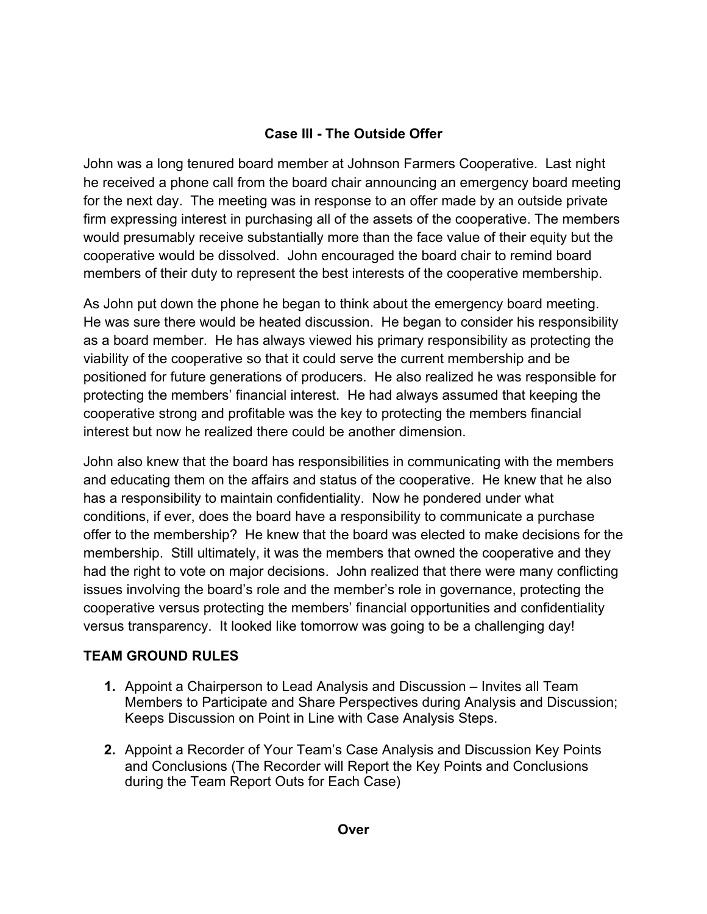## Case III - The Outside Offer

John was a long tenured board member at Johnson Farmers Cooperative. Last night he received a phone call from the board chair announcing an emergency board meeting for the next day. The meeting was in response to an offer made by an outside private firm expressing interest in purchasing all of the assets of the cooperative. The members would presumably receive substantially more than the face value of their equity but the cooperative would be dissolved. John encouraged the board chair to remind board members of their duty to represent the best interests of the cooperative membership.

As John put down the phone he began to think about the emergency board meeting. He was sure there would be heated discussion. He began to consider his responsibility as a board member. He has always viewed his primary responsibility as protecting the viability of the cooperative so that it could serve the current membership and be positioned for future generations of producers. He also realized he was responsible for protecting the members' financial interest. He had always assumed that keeping the cooperative strong and profitable was the key to protecting the members financial interest but now he realized there could be another dimension.

John also knew that the board has responsibilities in communicating with the members and educating them on the affairs and status of the cooperative. He knew that he also has a responsibility to maintain confidentiality. Now he pondered under what conditions, if ever, does the board have a responsibility to communicate a purchase offer to the membership? He knew that the board was elected to make decisions for the membership. Still ultimately, it was the members that owned the cooperative and they had the right to vote on major decisions. John realized that there were many conflicting issues involving the board's role and the member's role in governance, protecting the cooperative versus protecting the members' financial opportunities and confidentiality versus transparency. It looked like tomorrow was going to be a challenging day!

### TEAM GROUND RULES

1. Appoint a Chairperson to Lead Analysis and Discussion – Invites all Team Members to Participate and Share Perspectives during Analysis and Discussion; Keeps Discussion on Point in Line with Case Analysis Steps.

2. Appoint a Recorder of Your Team's Case Analysis and Discussion Key Points and Conclusions (The Recorder will Report the Key Points and Conclusions during the Team Report Outs for Each Case)

**Over**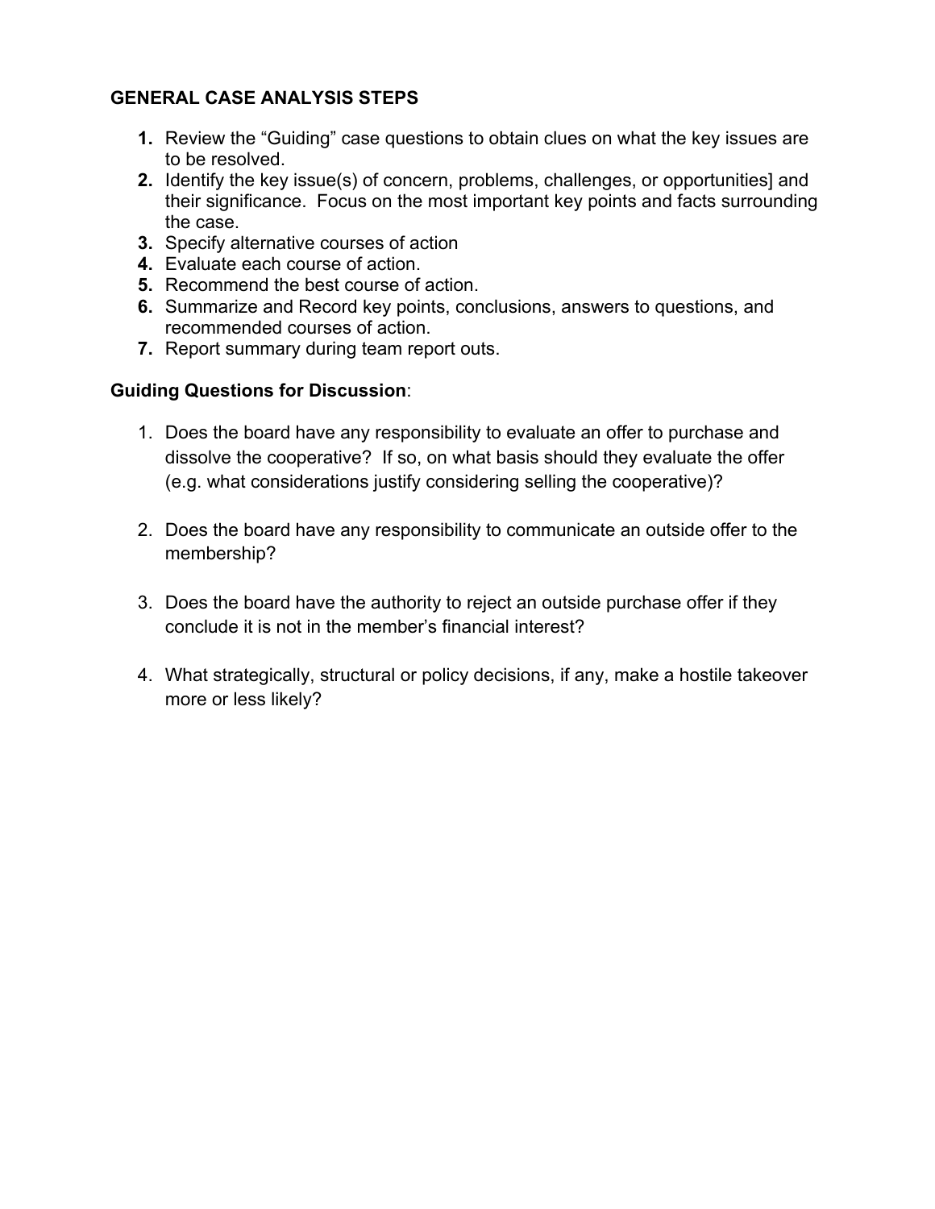**GENERAL CASE ANALYSIS STEPS**

1. Review the "Guiding" case questions to obtain clues on what the key issues are to be resolved.
2. Identify the key issue(s) of concern, problems, challenges, or opportunities] and their significance. Focus on the most important key points and facts surrounding the case.
3. Specify alternative courses of action
4. Evaluate each course of action.
5. Recommend the best course of action.
6. Summarize and Record key points, conclusions, answers to questions, and recommended courses of action.
7. Report summary during team report outs.

**Guiding Questions for Discussion**:

1. Does the board have any responsibility to evaluate an offer to purchase and dissolve the cooperative? If so, on what basis should they evaluate the offer (e.g. what considerations justify considering selling the cooperative)?

2. Does the board have any responsibility to communicate an outside offer to the membership?

3. Does the board have the authority to reject an outside purchase offer if they conclude it is not in the member's financial interest?

4. What strategically, structural or policy decisions, if any, make a hostile takeover more or less likely?